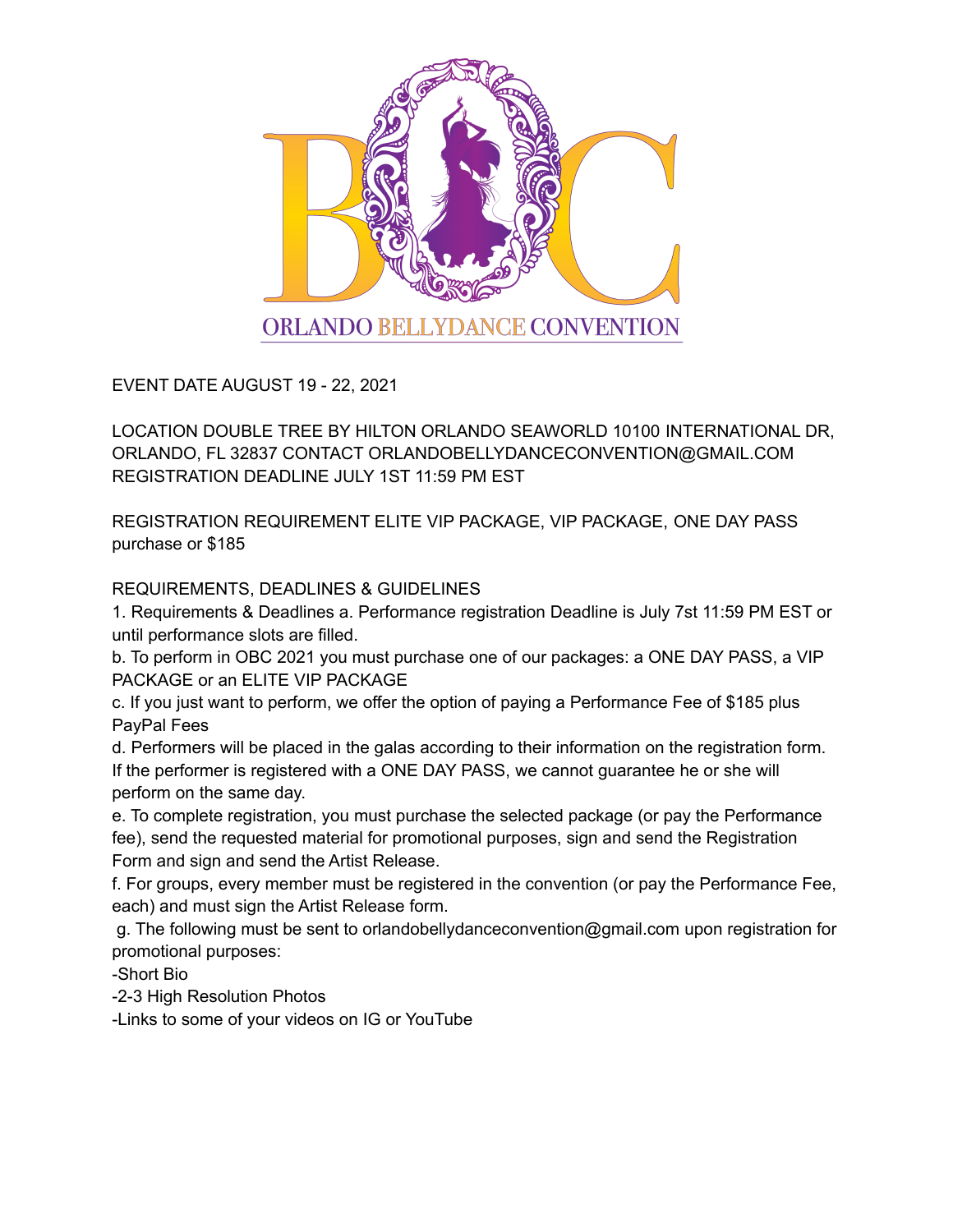# ORLANDO BELLYDANCE CONVENTION

EVENT DATE AUGUST 19 - 22, 2021

LOCATION DOUBLE TREE BY HILTON ORLANDO SEAWORLD 10100 INTERNATIONAL DR, ORLANDO, FL 32837 CONTACT ORLANDOBELLYDANCECONVENTION@GMAIL.COM REGISTRATION DEADLINE JULY 1ST 11:59 PM EST

REGISTRATION REQUIREMENT ELITE VIP PACKAGE, VIP PACKAGE, ONE DAY PASS purchase or $185

REQUIREMENTS, DEADLINES & GUIDELINES

1. Requirements & Deadlines a. Performance registration Deadline is July 7st 11:59 PM EST or until performance slots are filled.

b. To perform in OBC 2021 you must purchase one of our packages: a ONE DAY PASS, a VIP PACKAGE or an ELITE VIP PACKAGE

c. If you just want to perform, we offer the option of paying a Performance Fee of $185 plus PayPal Fees

d. Performers will be placed in the galas according to their information on the registration form. If the performer is registered with a ONE DAY PASS, we cannot guarantee he or she will perform on the same day.

e. To complete registration, you must purchase the selected package (or pay the Performance fee), send the requested material for promotional purposes, sign and send the Registration Form and sign and send the Artist Release.

f. For groups, every member must be registered in the convention (or pay the Performance Fee, each) and must sign the Artist Release form.

g. The following must be sent to orlandobellydanceconvention@gmail.com upon registration for promotional purposes:

-Short Bio

-2-3 High Resolution Photos

-Links to some of your videos on IG or YouTube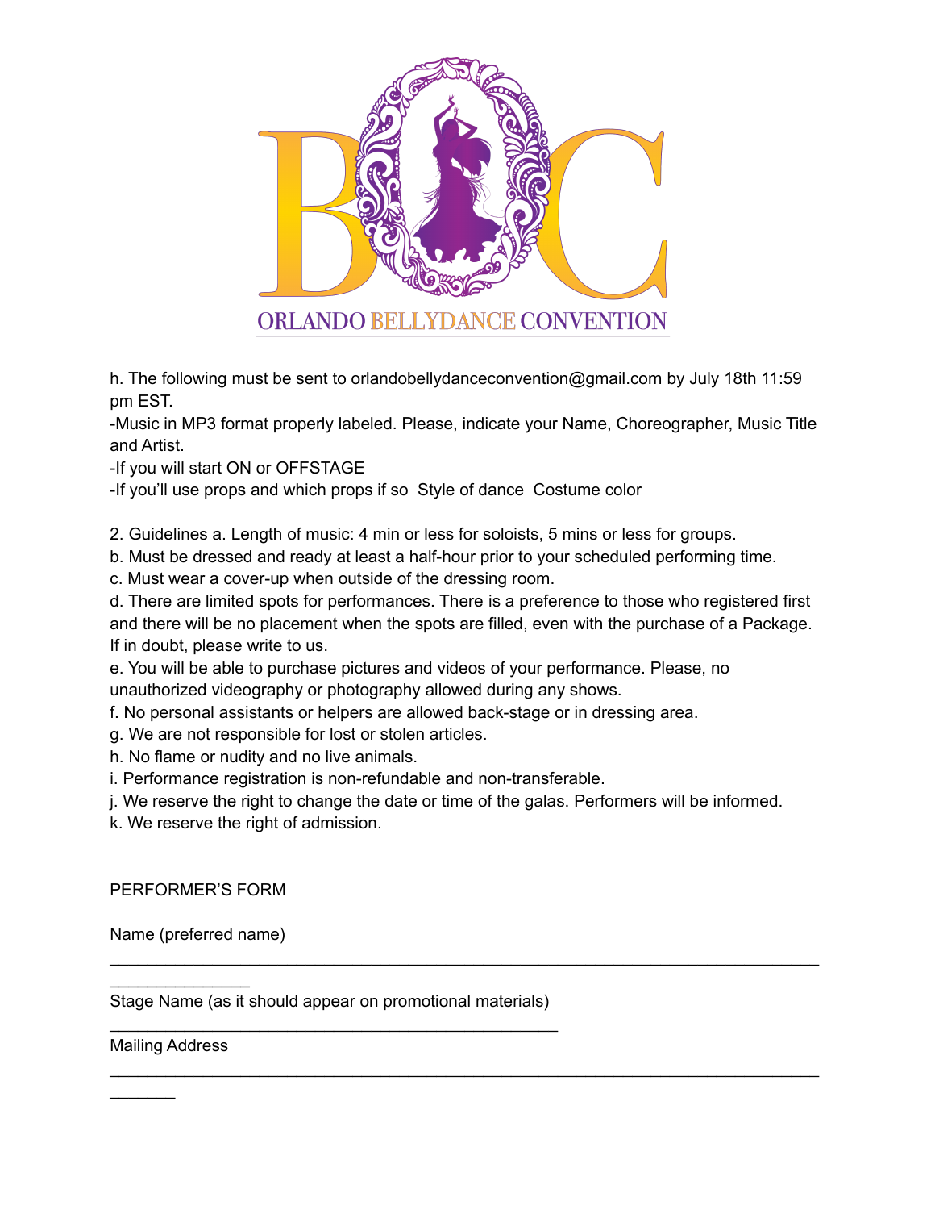h. The following must be sent to orlandobellydanceconvention@gmail.com by July 18th 11:59 pm EST.

-Music in MP3 format properly labeled. Please, indicate your Name, Choreographer, Music Title and Artist.

-If you will start ON or OFFSTAGE

-If you'll use props and which props if so  Style of dance  Costume color

2. Guidelines a. Length of music: 4 min or less for soloists, 5 mins or less for groups.

b. Must be dressed and ready at least a half-hour prior to your scheduled performing time.

c. Must wear a cover-up when outside of the dressing room.

d. There are limited spots for performances. There is a preference to those who registered first and there will be no placement when the spots are filled, even with the purchase of a Package. If in doubt, please write to us.

e. You will be able to purchase pictures and videos of your performance. Please, no unauthorized videography or photography allowed during any shows.

f. No personal assistants or helpers are allowed back-stage or in dressing area.

g. We are not responsible for lost or stolen articles.

h. No flame or nudity and no live animals.

i. Performance registration is non-refundable and non-transferable.

j. We reserve the right to change the date or time of the galas. Performers will be informed.

k. We reserve the right of admission.

PERFORMER'S FORM

Name (preferred name)

_________________________________________________________________________________

Stage Name (as it should appear on promotional materials)

_______________________________________________

Mailing Address

_________________________________________________________________________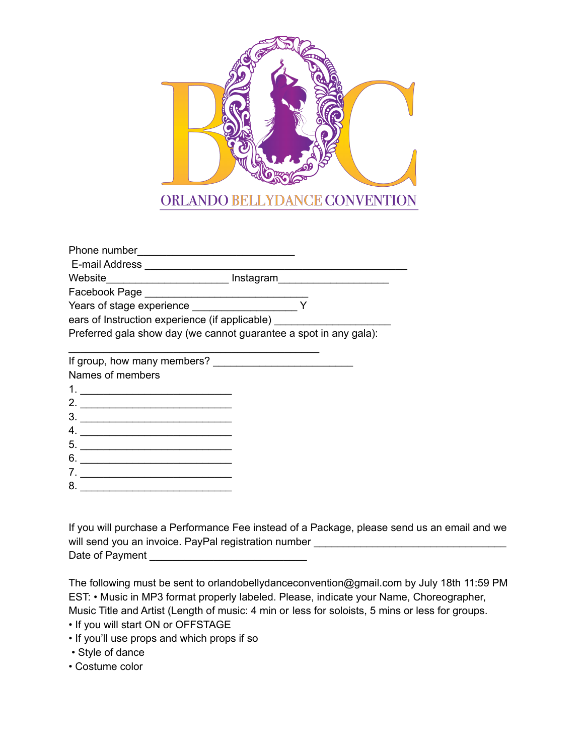ORLANDO BELLYDANCE CONVENTION

Phone number___________________________

E-mail Address _____________________________________________

Website_____________________ Instagram___________________

Facebook Page ____________________________

Years of stage experience __________________ Y

ears of Instruction experience (if applicable) ____________________

Preferred gala show day (we cannot guarantee a spot in any gala):

___________________________________________

If group, how many members? ________________________

Names of members

1. __________________________
2. __________________________
3. __________________________
4. __________________________
5. __________________________
6. __________________________
7. __________________________
8. __________________________

If you will purchase a Performance Fee instead of a Package, please send us an email and we will send you an invoice. PayPal registration number _________________________________

Date of Payment __________________________

The following must be sent to orlandobellydanceconvention@gmail.com by July 18th 11:59 PM EST: • Music in MP3 format properly labeled. Please, indicate your Name, Choreographer, Music Title and Artist (Length of music: 4 min or less for soloists, 5 mins or less for groups.

- If you will start ON or OFFSTAGE
- If you'll use props and which props if so
- Style of dance
- Costume color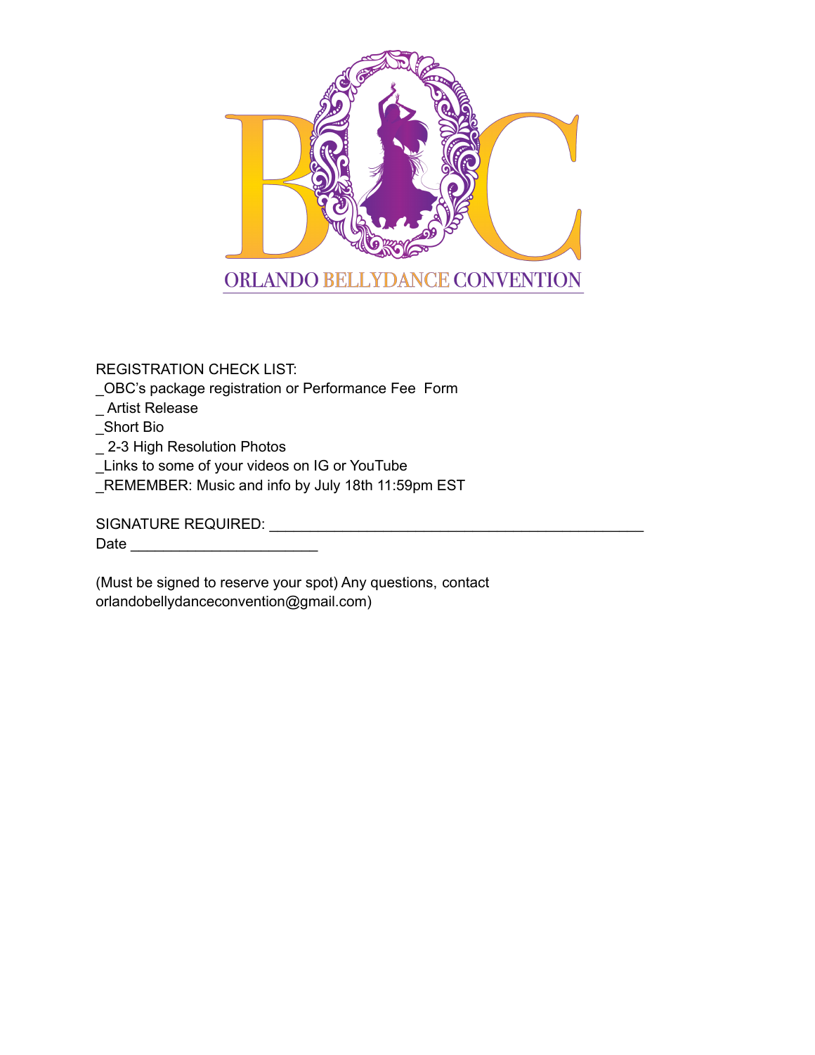ORLANDO BELLYDANCE CONVENTION

REGISTRATION CHECK LIST:

_OBC's package registration or Performance Fee Form

_ Artist Release

_Short Bio

_ 2-3 High Resolution Photos

_Links to some of your videos on IG or YouTube

_REMEMBER: Music and info by July 18th 11:59pm EST

SIGNATURE REQUIRED: ______________________________________________

Date _______________________

(Must be signed to reserve your spot) Any questions, contact orlandobellydanceconvention@gmail.com)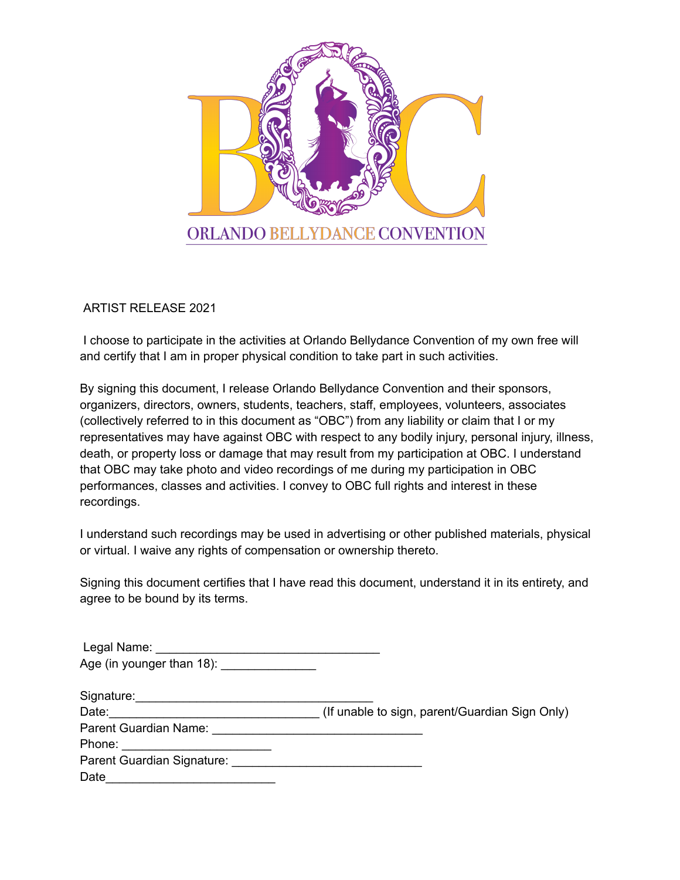ORLANDO BELLYDANCE CONVENTION

ARTIST RELEASE 2021

I choose to participate in the activities at Orlando Bellydance Convention of my own free will and certify that I am in proper physical condition to take part in such activities.

By signing this document, I release Orlando Bellydance Convention and their sponsors, organizers, directors, owners, students, teachers, staff, employees, volunteers, associates (collectively referred to in this document as "OBC") from any liability or claim that I or my representatives may have against OBC with respect to any bodily injury, personal injury, illness, death, or property loss or damage that may result from my participation at OBC. I understand that OBC may take photo and video recordings of me during my participation in OBC performances, classes and activities. I convey to OBC full rights and interest in these recordings.

I understand such recordings may be used in advertising or other published materials, physical or virtual. I waive any rights of compensation or ownership thereto.

Signing this document certifies that I have read this document, understand it in its entirety, and agree to be bound by its terms.

Legal Name: ________________________________
Age (in younger than 18): ______________

Signature:___________________________________
Date:_______________________________ (If unable to sign, parent/Guardian Sign Only)
Parent Guardian Name: ______________________________
Phone: _____________________
Parent Guardian Signature: ___________________________
Date________________________